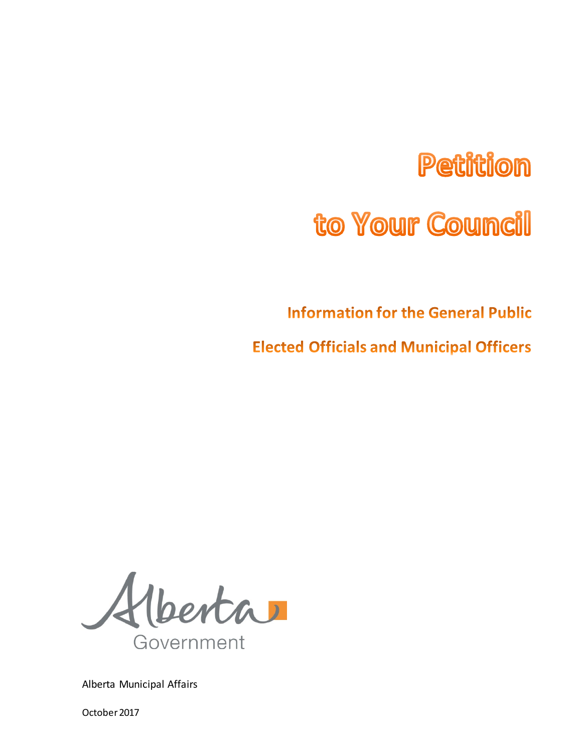# Petition

# to Your Council

## Information for the General Public

## Elected Officials and Municipal Officers

Alberta Government

Alberta Municipal Affairs

October 2017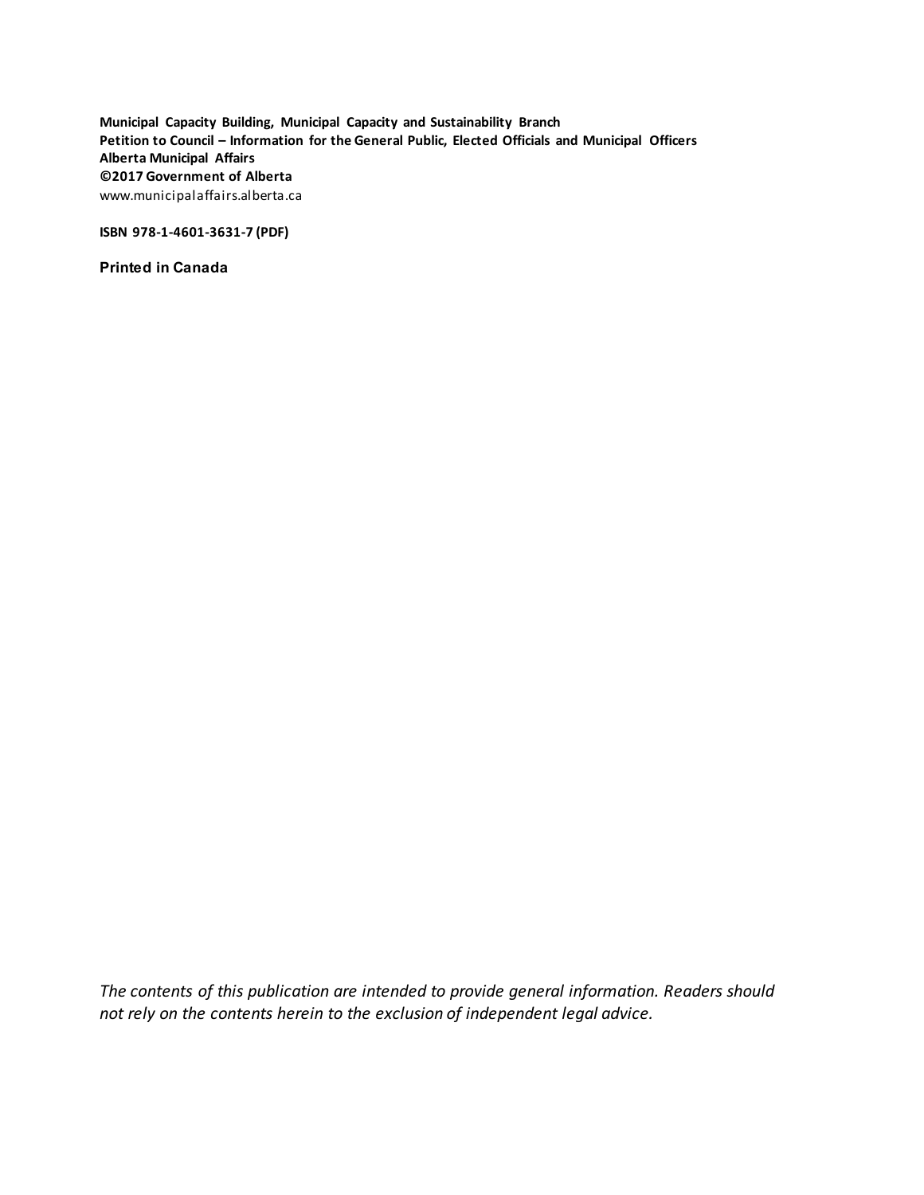**Municipal Capacity Building, Municipal Capacity and Sustainability Branch**
**Petition to Council – Information for the General Public, Elected Officials and Municipal Officers**
**Alberta Municipal Affairs**
**©2017 Government of Alberta**
www.municipalaffairs.alberta.ca

**ISBN 978-1-4601-3631-7 (PDF)**

**Printed in Canada**

*The contents of this publication are intended to provide general information. Readers should not rely on the contents herein to the exclusion of independent legal advice.*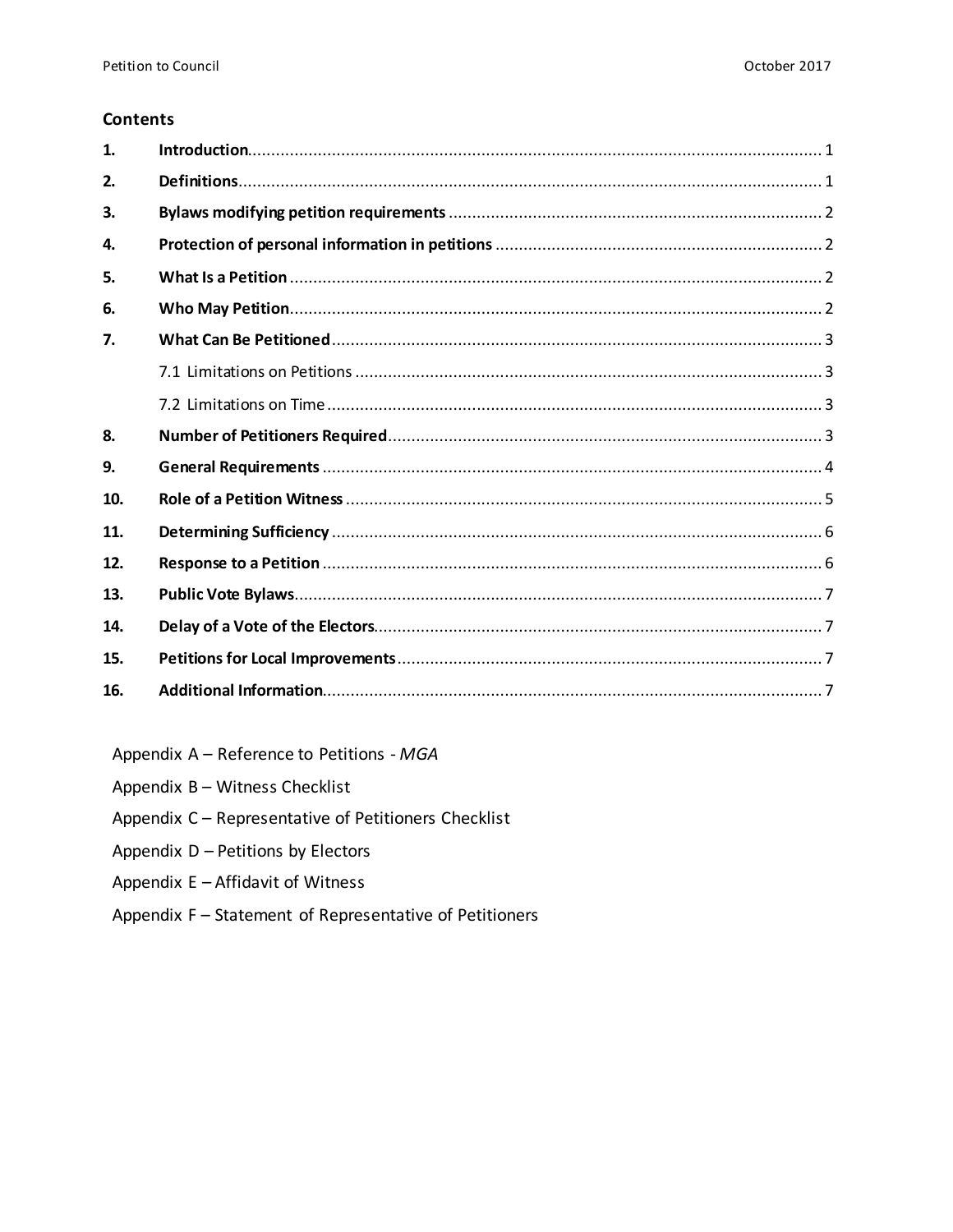## Contents

| | | |
|---|---|---|
| **1.** | **Introduction** | 1 |
| **2.** | **Definitions** | 1 |
| **3.** | **Bylaws modifying petition requirements** | 2 |
| **4.** | **Protection of personal information in petitions** | 2 |
| **5.** | **What Is a Petition** | 2 |
| **6.** | **Who May Petition** | 2 |
| **7.** | **What Can Be Petitioned** | 3 |
| | 7.1 Limitations on Petitions | 3 |
| | 7.2 Limitations on Time | 3 |
| **8.** | **Number of Petitioners Required** | 3 |
| **9.** | **General Requirements** | 4 |
| **10.** | **Role of a Petition Witness** | 5 |
| **11.** | **Determining Sufficiency** | 6 |
| **12.** | **Response to a Petition** | 6 |
| **13.** | **Public Vote Bylaws** | 7 |
| **14.** | **Delay of a Vote of the Electors** | 7 |
| **15.** | **Petitions for Local Improvements** | 7 |
| **16.** | **Additional Information** | 7 |

Appendix A – Reference to Petitions - *MGA*

Appendix B – Witness Checklist

Appendix C – Representative of Petitioners Checklist

Appendix D – Petitions by Electors

Appendix E – Affidavit of Witness

Appendix F – Statement of Representative of Petitioners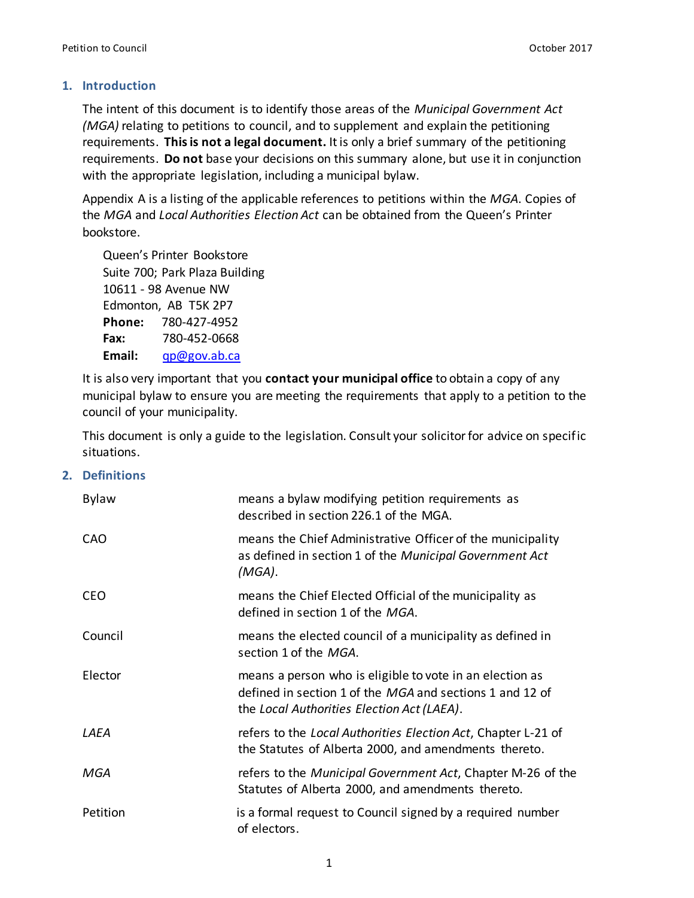## 1. Introduction

The intent of this document is to identify those areas of the *Municipal Government Act (MGA)* relating to petitions to council, and to supplement and explain the petitioning requirements. **This is not a legal document.** It is only a brief summary of the petitioning requirements. **Do not** base your decisions on this summary alone, but use it in conjunction with the appropriate legislation, including a municipal bylaw.

Appendix A is a listing of the applicable references to petitions within the *MGA*. Copies of the *MGA* and *Local Authorities Election Act* can be obtained from the Queen's Printer bookstore.

Queen's Printer Bookstore
Suite 700; Park Plaza Building
10611 - 98 Avenue NW
Edmonton, AB T5K 2P7
**Phone:** 780-427-4952
**Fax:** 780-452-0668
**Email:** qp@gov.ab.ca

It is also very important that you **contact your municipal office** to obtain a copy of any municipal bylaw to ensure you are meeting the requirements that apply to a petition to the council of your municipality.

This document is only a guide to the legislation. Consult your solicitor for advice on specific situations.

## 2. Definitions

| | |
|---|---|
| Bylaw | means a bylaw modifying petition requirements as described in section 226.1 of the MGA. |
| CAO | means the Chief Administrative Officer of the municipality as defined in section 1 of the *Municipal Government Act (MGA)*. |
| CEO | means the Chief Elected Official of the municipality as defined in section 1 of the *MGA*. |
| Council | means the elected council of a municipality as defined in section 1 of the *MGA*. |
| Elector | means a person who is eligible to vote in an election as defined in section 1 of the *MGA* and sections 1 and 12 of the *Local Authorities Election Act (LAEA)*. |
| *LAEA* | refers to the *Local Authorities Election Act*, Chapter L-21 of the Statutes of Alberta 2000, and amendments thereto. |
| *MGA* | refers to the *Municipal Government Act*, Chapter M-26 of the Statutes of Alberta 2000, and amendments thereto. |
| Petition | is a formal request to Council signed by a required number of electors. |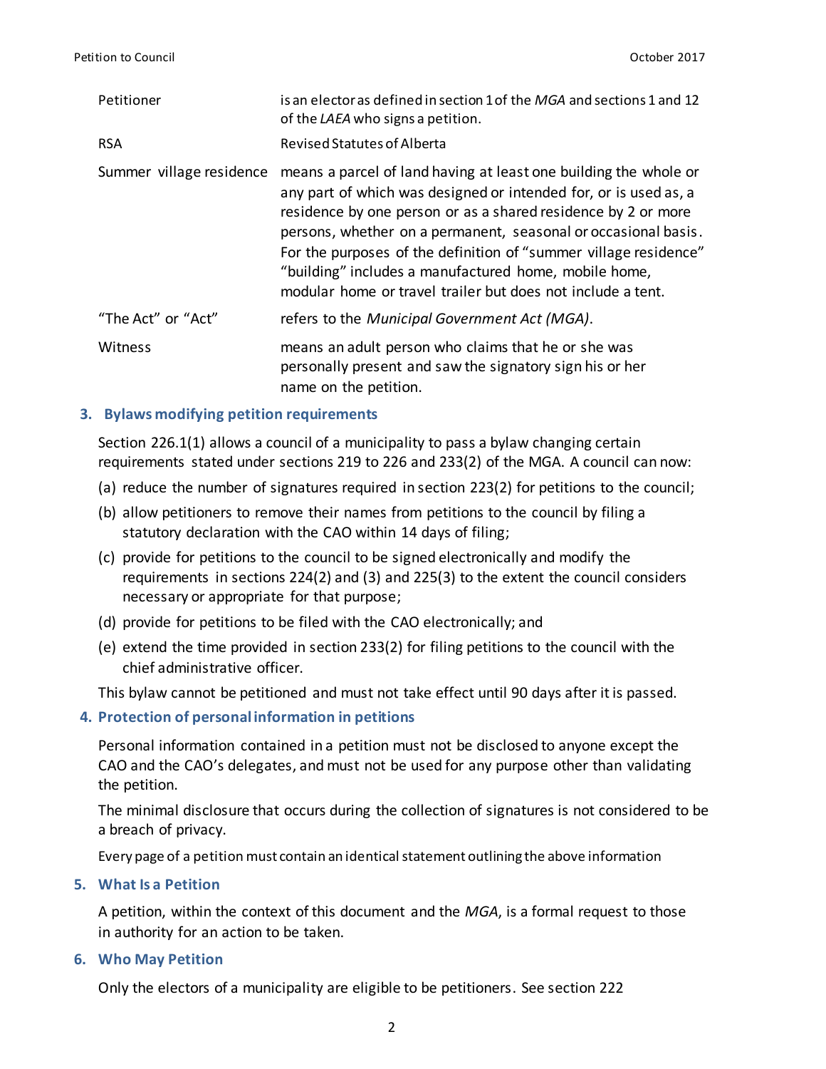| | |
|---|---|
| Petitioner | is an elector as defined in section 1 of the *MGA* and sections 1 and 12 of the *LAEA* who signs a petition. |
| RSA | Revised Statutes of Alberta |
| Summer village residence | means a parcel of land having at least one building the whole or any part of which was designed or intended for, or is used as, a residence by one person or as a shared residence by 2 or more persons, whether on a permanent, seasonal or occasional basis. For the purposes of the definition of “summer village residence” “building” includes a manufactured home, mobile home, modular home or travel trailer but does not include a tent. |
| “The Act” or “Act” | refers to the *Municipal Government Act (MGA)*. |
| Witness | means an adult person who claims that he or she was personally present and saw the signatory sign his or her name on the petition. |

## 3. Bylaws modifying petition requirements

Section 226.1(1) allows a council of a municipality to pass a bylaw changing certain requirements stated under sections 219 to 226 and 233(2) of the MGA. A council can now:

(a) reduce the number of signatures required in section 223(2) for petitions to the council;

(b) allow petitioners to remove their names from petitions to the council by filing a statutory declaration with the CAO within 14 days of filing;

(c) provide for petitions to the council to be signed electronically and modify the requirements in sections 224(2) and (3) and 225(3) to the extent the council considers necessary or appropriate for that purpose;

(d) provide for petitions to be filed with the CAO electronically; and

(e) extend the time provided in section 233(2) for filing petitions to the council with the chief administrative officer.

This bylaw cannot be petitioned and must not take effect until 90 days after it is passed.

## 4. Protection of personal information in petitions

Personal information contained in a petition must not be disclosed to anyone except the CAO and the CAO’s delegates, and must not be used for any purpose other than validating the petition.

The minimal disclosure that occurs during the collection of signatures is not considered to be a breach of privacy.

Every page of a petition must contain an identical statement outlining the above information

## 5. What Is a Petition

A petition, within the context of this document and the *MGA*, is a formal request to those in authority for an action to be taken.

## 6. Who May Petition

Only the electors of a municipality are eligible to be petitioners. See section 222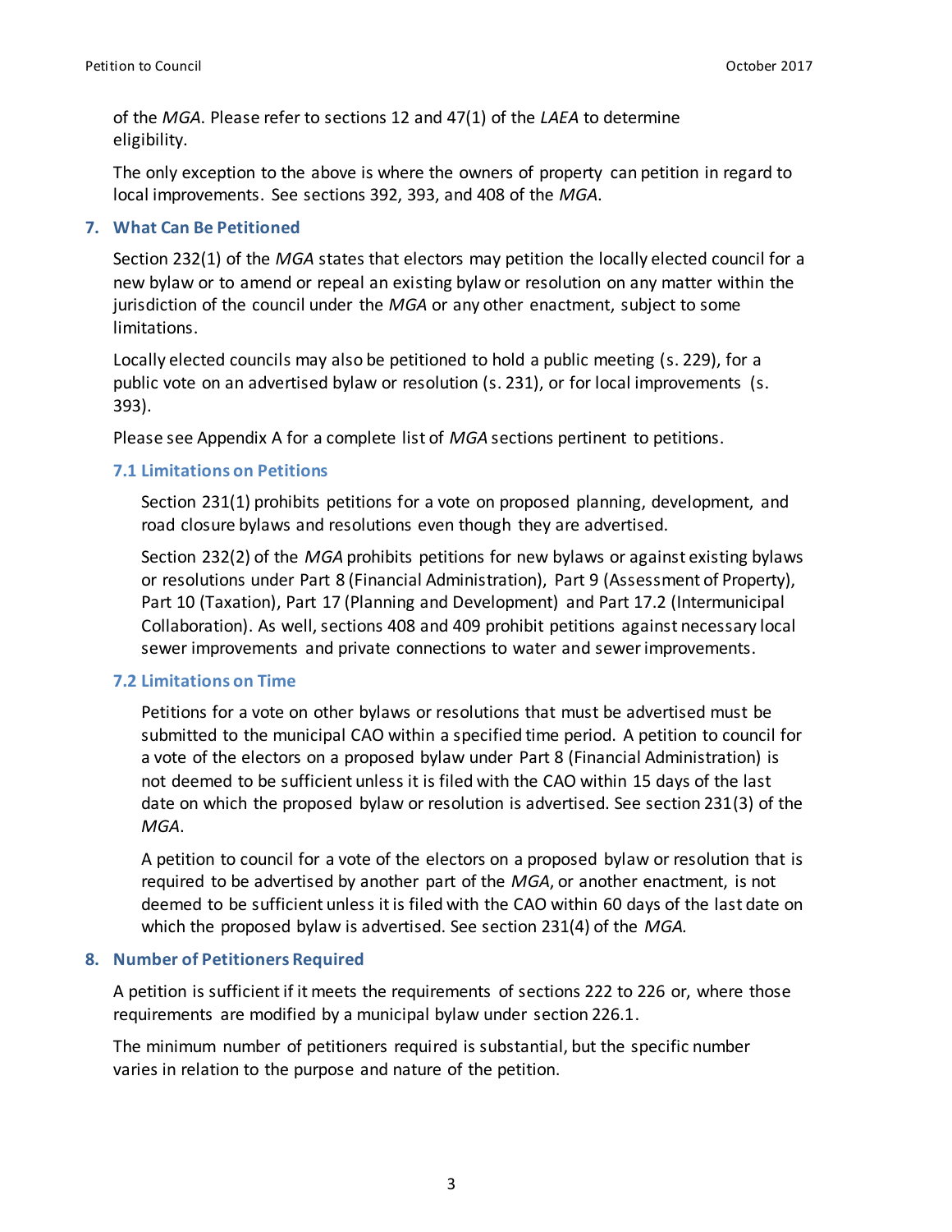of the *MGA*. Please refer to sections 12 and 47(1) of the *LAEA* to determine eligibility.

The only exception to the above is where the owners of property can petition in regard to local improvements. See sections 392, 393, and 408 of the *MGA*.

## 7. What Can Be Petitioned

Section 232(1) of the *MGA* states that electors may petition the locally elected council for a new bylaw or to amend or repeal an existing bylaw or resolution on any matter within the jurisdiction of the council under the *MGA* or any other enactment, subject to some limitations.

Locally elected councils may also be petitioned to hold a public meeting (s. 229), for a public vote on an advertised bylaw or resolution (s. 231), or for local improvements (s. 393).

Please see Appendix A for a complete list of *MGA* sections pertinent to petitions.

### 7.1 Limitations on Petitions

Section 231(1) prohibits petitions for a vote on proposed planning, development, and road closure bylaws and resolutions even though they are advertised.

Section 232(2) of the *MGA* prohibits petitions for new bylaws or against existing bylaws or resolutions under Part 8 (Financial Administration), Part 9 (Assessment of Property), Part 10 (Taxation), Part 17 (Planning and Development) and Part 17.2 (Intermunicipal Collaboration). As well, sections 408 and 409 prohibit petitions against necessary local sewer improvements and private connections to water and sewer improvements.

### 7.2 Limitations on Time

Petitions for a vote on other bylaws or resolutions that must be advertised must be submitted to the municipal CAO within a specified time period. A petition to council for a vote of the electors on a proposed bylaw under Part 8 (Financial Administration) is not deemed to be sufficient unless it is filed with the CAO within 15 days of the last date on which the proposed bylaw or resolution is advertised. See section 231(3) of the *MGA*.

A petition to council for a vote of the electors on a proposed bylaw or resolution that is required to be advertised by another part of the *MGA*, or another enactment, is not deemed to be sufficient unless it is filed with the CAO within 60 days of the last date on which the proposed bylaw is advertised. See section 231(4) of the *MGA*.

## 8. Number of Petitioners Required

A petition is sufficient if it meets the requirements of sections 222 to 226 or, where those requirements are modified by a municipal bylaw under section 226.1.

The minimum number of petitioners required is substantial, but the specific number varies in relation to the purpose and nature of the petition.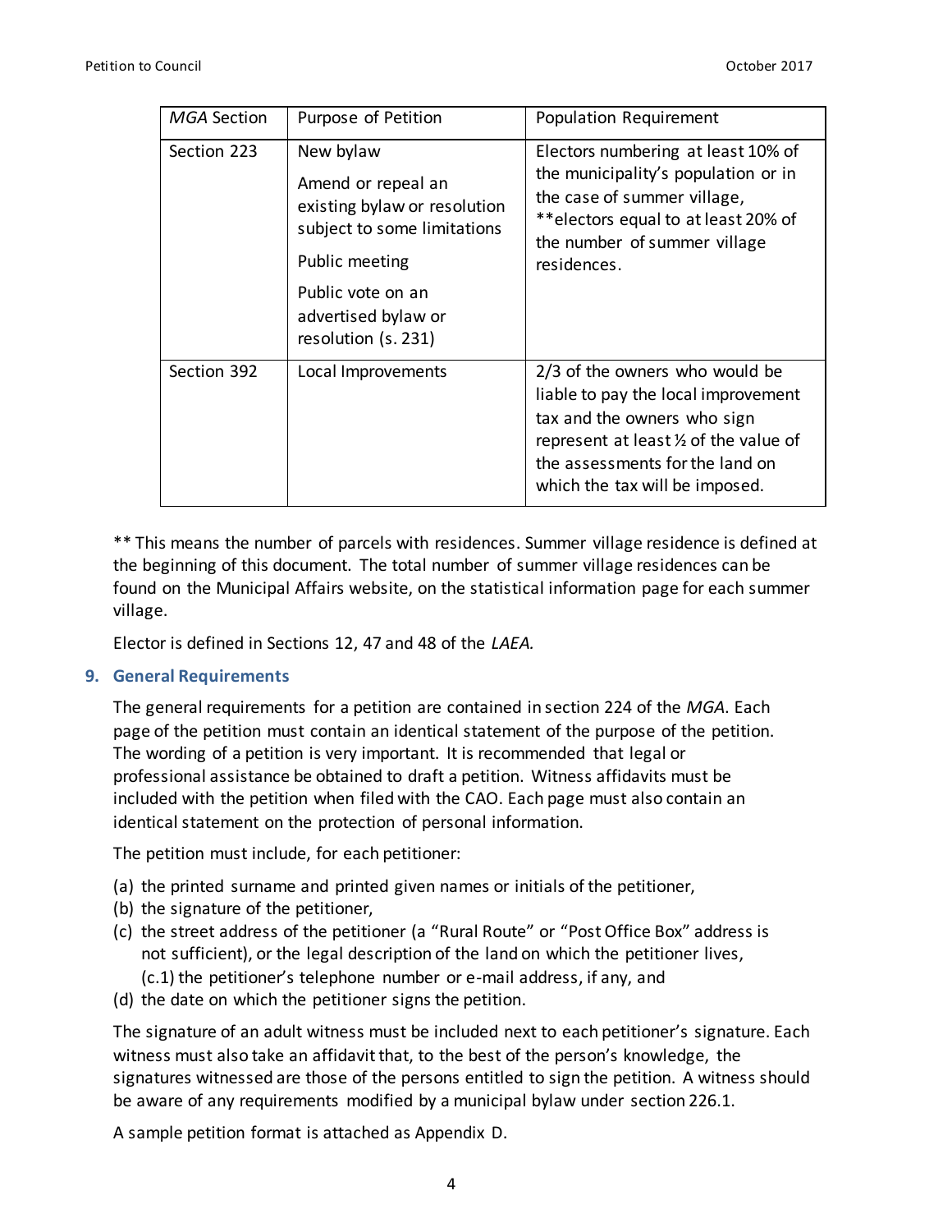| *MGA* Section | Purpose of Petition | Population Requirement |
| --- | --- | --- |
| Section 223 | New bylaw<br><br>Amend or repeal an existing bylaw or resolution subject to some limitations<br><br>Public meeting<br><br>Public vote on an advertised bylaw or resolution (s. 231) | Electors numbering at least 10% of the municipality's population or in the case of summer village, **electors equal to at least 20% of the number of summer village residences. |
| Section 392 | Local Improvements | 2/3 of the owners who would be liable to pay the local improvement tax and the owners who sign represent at least ½ of the value of the assessments for the land on which the tax will be imposed. |

** This means the number of parcels with residences. Summer village residence is defined at the beginning of this document. The total number of summer village residences can be found on the Municipal Affairs website, on the statistical information page for each summer village.

Elector is defined in Sections 12, 47 and 48 of the *LAEA.*

## 9. General Requirements

The general requirements for a petition are contained in section 224 of the *MGA*. Each page of the petition must contain an identical statement of the purpose of the petition. The wording of a petition is very important. It is recommended that legal or professional assistance be obtained to draft a petition. Witness affidavits must be included with the petition when filed with the CAO. Each page must also contain an identical statement on the protection of personal information.

The petition must include, for each petitioner:

(a) the printed surname and printed given names or initials of the petitioner,
(b) the signature of the petitioner,
(c) the street address of the petitioner (a "Rural Route" or "Post Office Box" address is not sufficient), or the legal description of the land on which the petitioner lives,
 (c.1) the petitioner's telephone number or e-mail address, if any, and
(d) the date on which the petitioner signs the petition.

The signature of an adult witness must be included next to each petitioner's signature. Each witness must also take an affidavit that, to the best of the person's knowledge, the signatures witnessed are those of the persons entitled to sign the petition. A witness should be aware of any requirements modified by a municipal bylaw under section 226.1.

A sample petition format is attached as Appendix D.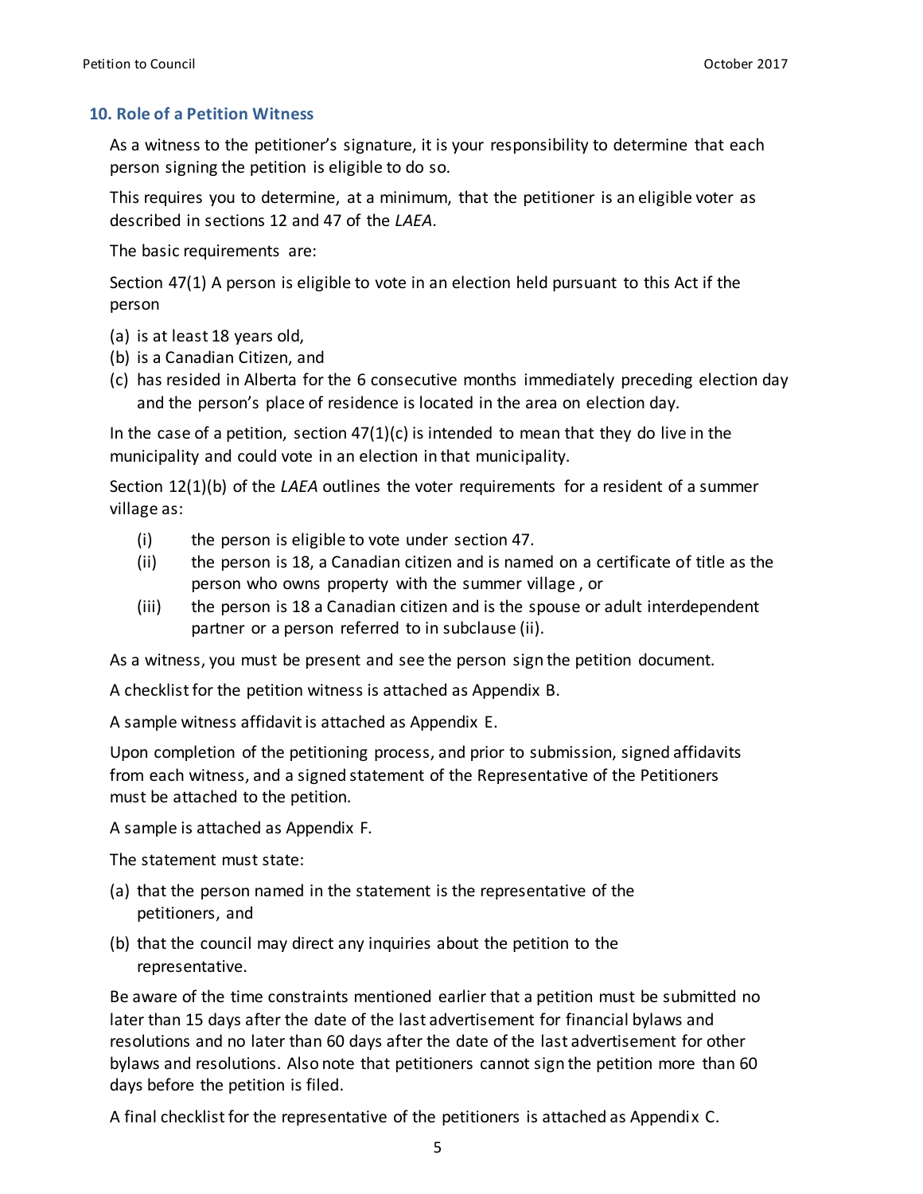## 10. Role of a Petition Witness

As a witness to the petitioner's signature, it is your responsibility to determine that each person signing the petition is eligible to do so.

This requires you to determine, at a minimum, that the petitioner is an eligible voter as described in sections 12 and 47 of the *LAEA*.

The basic requirements are:

Section 47(1) A person is eligible to vote in an election held pursuant to this Act if the person

(a) is at least 18 years old,
(b) is a Canadian Citizen, and
(c) has resided in Alberta for the 6 consecutive months immediately preceding election day and the person's place of residence is located in the area on election day.

In the case of a petition, section 47(1)(c) is intended to mean that they do live in the municipality and could vote in an election in that municipality.

Section 12(1)(b) of the *LAEA* outlines the voter requirements for a resident of a summer village as:

(i) the person is eligible to vote under section 47.
(ii) the person is 18, a Canadian citizen and is named on a certificate of title as the person who owns property with the summer village , or
(iii) the person is 18 a Canadian citizen and is the spouse or adult interdependent partner or a person referred to in subclause (ii).

As a witness, you must be present and see the person sign the petition document.

A checklist for the petition witness is attached as Appendix B.

A sample witness affidavit is attached as Appendix E.

Upon completion of the petitioning process, and prior to submission, signed affidavits from each witness, and a signed statement of the Representative of the Petitioners must be attached to the petition.

A sample is attached as Appendix F.

The statement must state:

(a) that the person named in the statement is the representative of the petitioners, and

(b) that the council may direct any inquiries about the petition to the representative.

Be aware of the time constraints mentioned earlier that a petition must be submitted no later than 15 days after the date of the last advertisement for financial bylaws and resolutions and no later than 60 days after the date of the last advertisement for other bylaws and resolutions. Also note that petitioners cannot sign the petition more than 60 days before the petition is filed.

A final checklist for the representative of the petitioners is attached as Appendix C.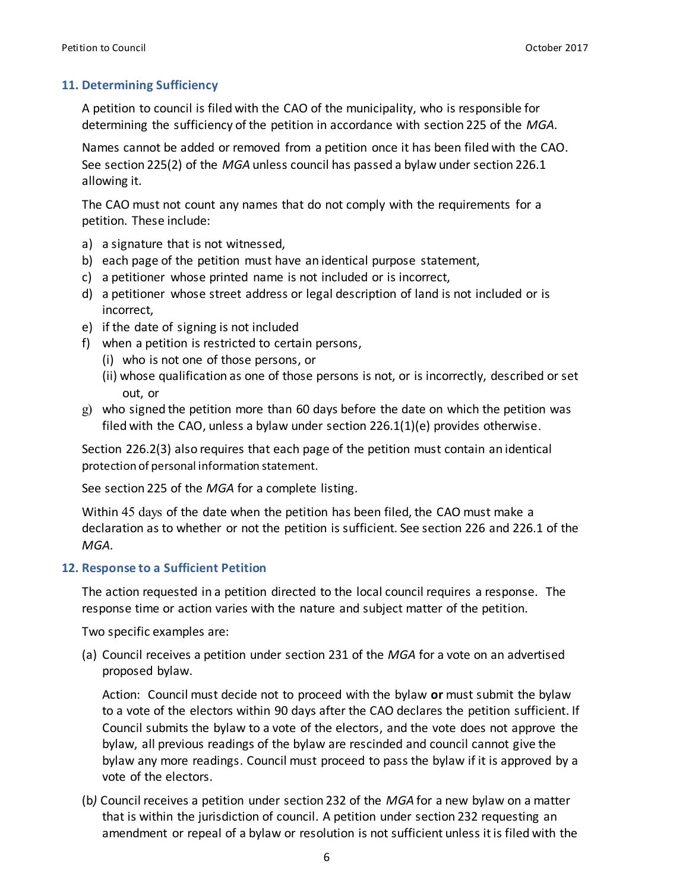## 11. Determining Sufficiency

A petition to council is filed with the CAO of the municipality, who is responsible for determining the sufficiency of the petition in accordance with section 225 of the *MGA*.

Names cannot be added or removed from a petition once it has been filed with the CAO. See section 225(2) of the *MGA* unless council has passed a bylaw under section 226.1 allowing it.

The CAO must not count any names that do not comply with the requirements for a petition. These include:

a) a signature that is not witnessed,
b) each page of the petition must have an identical purpose statement,
c) a petitioner whose printed name is not included or is incorrect,
d) a petitioner whose street address or legal description of land is not included or is incorrect,
e) if the date of signing is not included
f) when a petition is restricted to certain persons,
   (i) who is not one of those persons, or
   (ii) whose qualification as one of those persons is not, or is incorrectly, described or set out, or
g) who signed the petition more than 60 days before the date on which the petition was filed with the CAO, unless a bylaw under section 226.1(1)(e) provides otherwise.

Section 226.2(3) also requires that each page of the petition must contain an identical protection of personal information statement.

See section 225 of the *MGA* for a complete listing.

Within 45 days of the date when the petition has been filed, the CAO must make a declaration as to whether or not the petition is sufficient. See section 226 and 226.1 of the *MGA*.

## 12. Response to a Sufficient Petition

The action requested in a petition directed to the local council requires a response. The response time or action varies with the nature and subject matter of the petition.

Two specific examples are:

(a) Council receives a petition under section 231 of the *MGA* for a vote on an advertised proposed bylaw.

Action: Council must decide not to proceed with the bylaw **or** must submit the bylaw to a vote of the electors within 90 days after the CAO declares the petition sufficient. If Council submits the bylaw to a vote of the electors, and the vote does not approve the bylaw, all previous readings of the bylaw are rescinded and council cannot give the bylaw any more readings. Council must proceed to pass the bylaw if it is approved by a vote of the electors.

(b) Council receives a petition under section 232 of the *MGA* for a new bylaw on a matter that is within the jurisdiction of council. A petition under section 232 requesting an amendment or repeal of a bylaw or resolution is not sufficient unless it is filed with the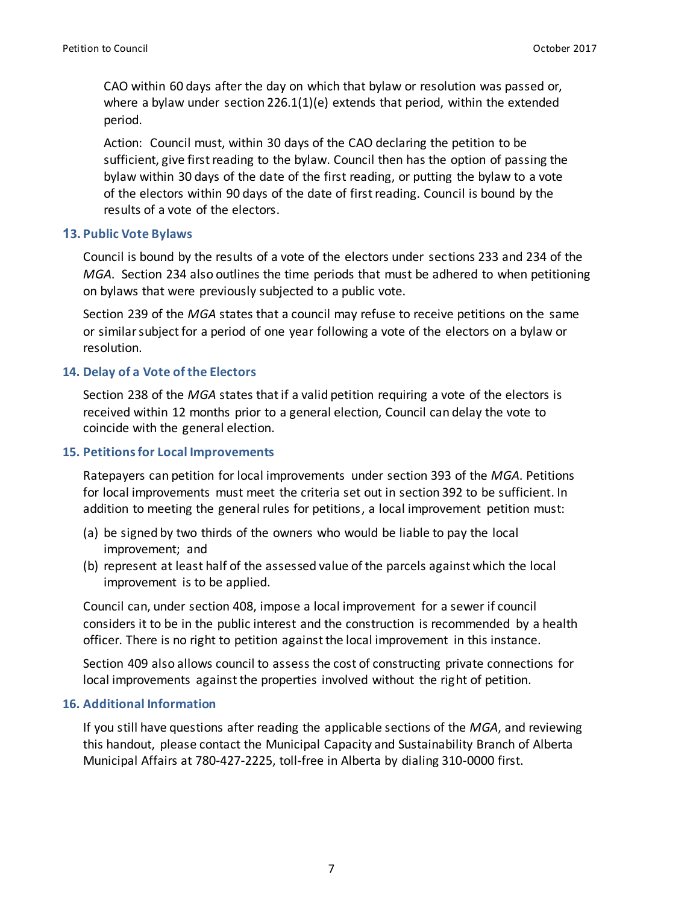CAO within 60 days after the day on which that bylaw or resolution was passed or, where a bylaw under section 226.1(1)(e) extends that period, within the extended period.

Action: Council must, within 30 days of the CAO declaring the petition to be sufficient, give first reading to the bylaw. Council then has the option of passing the bylaw within 30 days of the date of the first reading, or putting the bylaw to a vote of the electors within 90 days of the date of first reading. Council is bound by the results of a vote of the electors.

## 13. Public Vote Bylaws

Council is bound by the results of a vote of the electors under sections 233 and 234 of the *MGA*. Section 234 also outlines the time periods that must be adhered to when petitioning on bylaws that were previously subjected to a public vote.

Section 239 of the *MGA* states that a council may refuse to receive petitions on the same or similar subject for a period of one year following a vote of the electors on a bylaw or resolution.

## 14. Delay of a Vote of the Electors

Section 238 of the *MGA* states that if a valid petition requiring a vote of the electors is received within 12 months prior to a general election, Council can delay the vote to coincide with the general election.

## 15. Petitions for Local Improvements

Ratepayers can petition for local improvements under section 393 of the *MGA*. Petitions for local improvements must meet the criteria set out in section 392 to be sufficient. In addition to meeting the general rules for petitions, a local improvement petition must:

(a) be signed by two thirds of the owners who would be liable to pay the local improvement; and

(b) represent at least half of the assessed value of the parcels against which the local improvement is to be applied.

Council can, under section 408, impose a local improvement for a sewer if council considers it to be in the public interest and the construction is recommended by a health officer. There is no right to petition against the local improvement in this instance.

Section 409 also allows council to assess the cost of constructing private connections for local improvements against the properties involved without the right of petition.

## 16. Additional Information

If you still have questions after reading the applicable sections of the *MGA*, and reviewing this handout, please contact the Municipal Capacity and Sustainability Branch of Alberta Municipal Affairs at 780-427-2225, toll-free in Alberta by dialing 310-0000 first.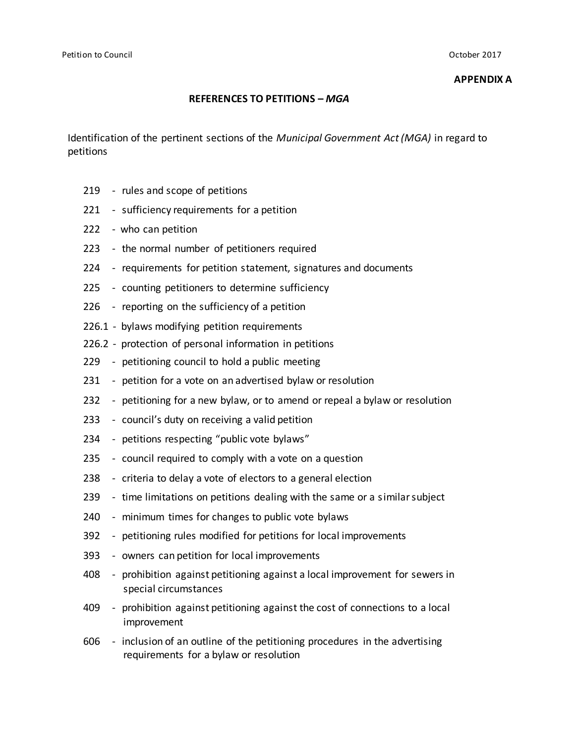**APPENDIX A**

## REFERENCES TO PETITIONS – *MGA*

Identification of the pertinent sections of the *Municipal Government Act (MGA)* in regard to petitions

- 219 - rules and scope of petitions
- 221 - sufficiency requirements for a petition
- 222 - who can petition
- 223 - the normal number of petitioners required
- 224 - requirements for petition statement, signatures and documents
- 225 - counting petitioners to determine sufficiency
- 226 - reporting on the sufficiency of a petition
- 226.1 - bylaws modifying petition requirements
- 226.2 - protection of personal information in petitions
- 229 - petitioning council to hold a public meeting
- 231 - petition for a vote on an advertised bylaw or resolution
- 232 - petitioning for a new bylaw, or to amend or repeal a bylaw or resolution
- 233 - council's duty on receiving a valid petition
- 234 - petitions respecting "public vote bylaws"
- 235 - council required to comply with a vote on a question
- 238 - criteria to delay a vote of electors to a general election
- 239 - time limitations on petitions dealing with the same or a similar subject
- 240 - minimum times for changes to public vote bylaws
- 392 - petitioning rules modified for petitions for local improvements
- 393 - owners can petition for local improvements
- 408 - prohibition against petitioning against a local improvement for sewers in special circumstances
- 409 - prohibition against petitioning against the cost of connections to a local improvement
- 606 - inclusion of an outline of the petitioning procedures in the advertising requirements for a bylaw or resolution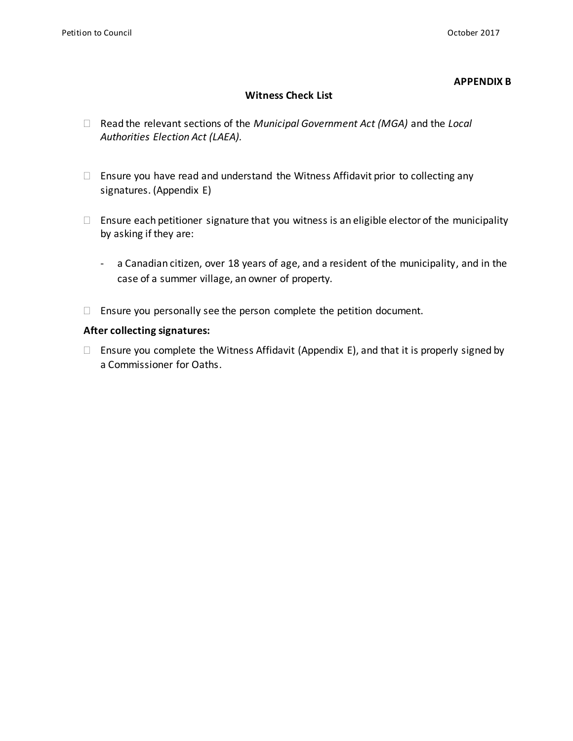**APPENDIX B**

## Witness Check List

- ☐ Read the relevant sections of the *Municipal Government Act (MGA)* and the *Local Authorities Election Act (LAEA).*

- ☐ Ensure you have read and understand the Witness Affidavit prior to collecting any signatures. (Appendix E)

- ☐ Ensure each petitioner signature that you witness is an eligible elector of the municipality by asking if they are:

  - a Canadian citizen, over 18 years of age, and a resident of the municipality, and in the case of a summer village, an owner of property.

- ☐ Ensure you personally see the person complete the petition document.

**After collecting signatures:**

- ☐ Ensure you complete the Witness Affidavit (Appendix E), and that it is properly signed by a Commissioner for Oaths.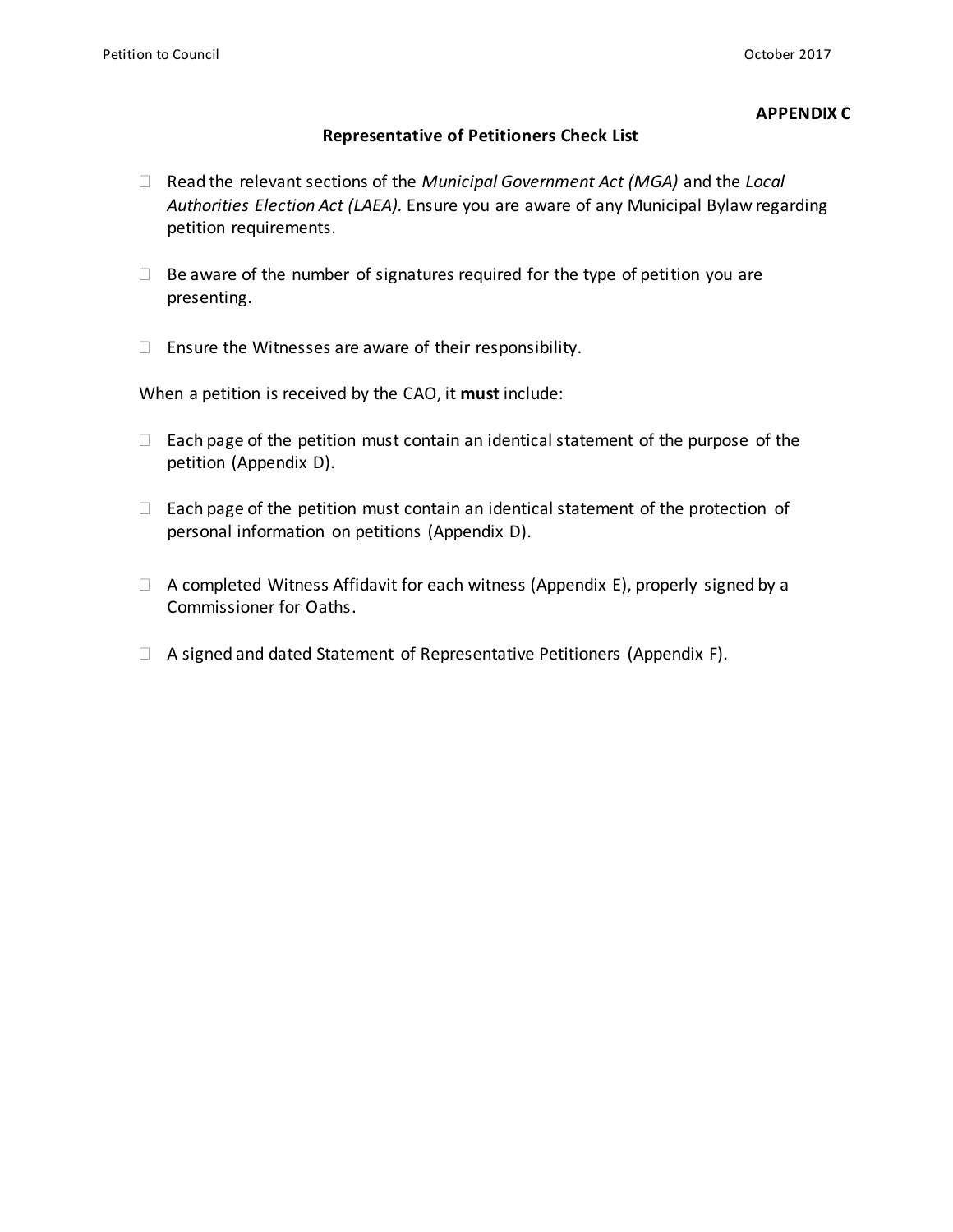**APPENDIX C**

## Representative of Petitioners Check List

- ☐ Read the relevant sections of the *Municipal Government Act (MGA)* and the *Local Authorities Election Act (LAEA).* Ensure you are aware of any Municipal Bylaw regarding petition requirements.
- ☐ Be aware of the number of signatures required for the type of petition you are presenting.
- ☐ Ensure the Witnesses are aware of their responsibility.

When a petition is received by the CAO, it **must** include:

- ☐ Each page of the petition must contain an identical statement of the purpose of the petition (Appendix D).
- ☐ Each page of the petition must contain an identical statement of the protection of personal information on petitions (Appendix D).
- ☐ A completed Witness Affidavit for each witness (Appendix E), properly signed by a Commissioner for Oaths.
- ☐ A signed and dated Statement of Representative Petitioners (Appendix F).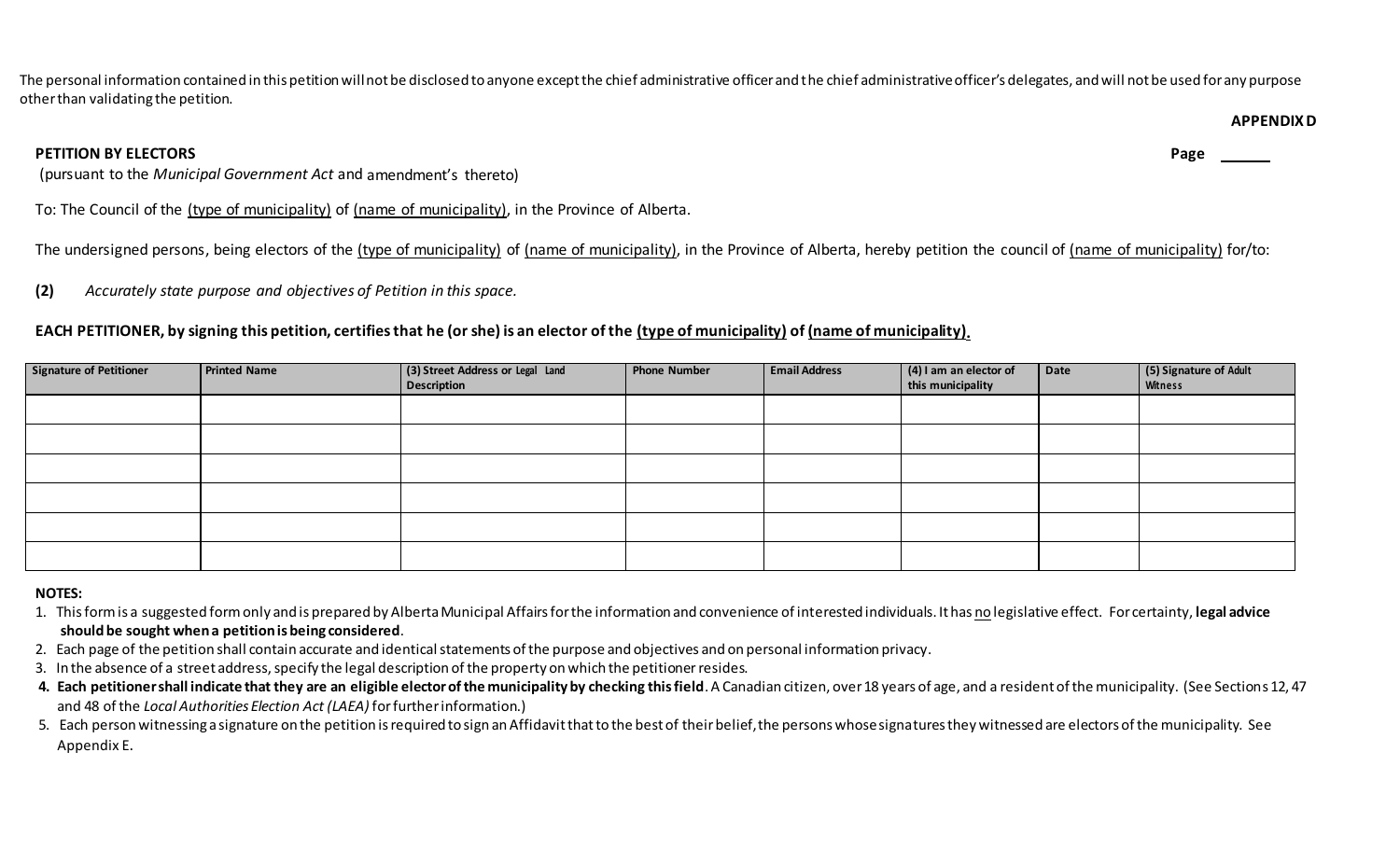The personal information contained in this petition will not be disclosed to anyone except the chief administrative officer and the chief administrative officer's delegates, and will not be used for any purpose other than validating the petition.

**APPENDIX D**

**PETITION BY ELECTORS** **Page** ______

(pursuant to the *Municipal Government Act* and amendment's thereto)

To: The Council of the (type of municipality) of (name of municipality), in the Province of Alberta.

The undersigned persons, being electors of the (type of municipality) of (name of municipality), in the Province of Alberta, hereby petition the council of (name of municipality) for/to:

**(2)** *Accurately state purpose and objectives of Petition in this space.*

**EACH PETITIONER, by signing this petition, certifies that he (or she) is an elector of the (type of municipality) of (name of municipality).**

| Signature of Petitioner | Printed Name | (3) Street Address or Legal Land Description | Phone Number | Email Address | (4) I am an elector of this municipality | Date | (5) Signature of Adult Witness |
|---|---|---|---|---|---|---|---|
| | | | | | | | |
| | | | | | | | |
| | | | | | | | |
| | | | | | | | |
| | | | | | | | |
| | | | | | | | |

**NOTES:**

1. This form is a suggested form only and is prepared by Alberta Municipal Affairs for the information and convenience of interested individuals. It has no legislative effect. For certainty, **legal advice should be sought when a petition is being considered**.
2. Each page of the petition shall contain accurate and identical statements of the purpose and objectives and on personal information privacy.
3. In the absence of a street address, specify the legal description of the property on which the petitioner resides.
4. **Each petitioner shall indicate that they are an eligible elector of the municipality by checking this field**. A Canadian citizen, over 18 years of age, and a resident of the municipality. (See Sections 12, 47 and 48 of the *Local Authorities Election Act (LAEA)* for further information.)
5. Each person witnessing a signature on the petition is required to sign an Affidavit that to the best of their belief, the persons whose signatures they witnessed are electors of the municipality. See Appendix E.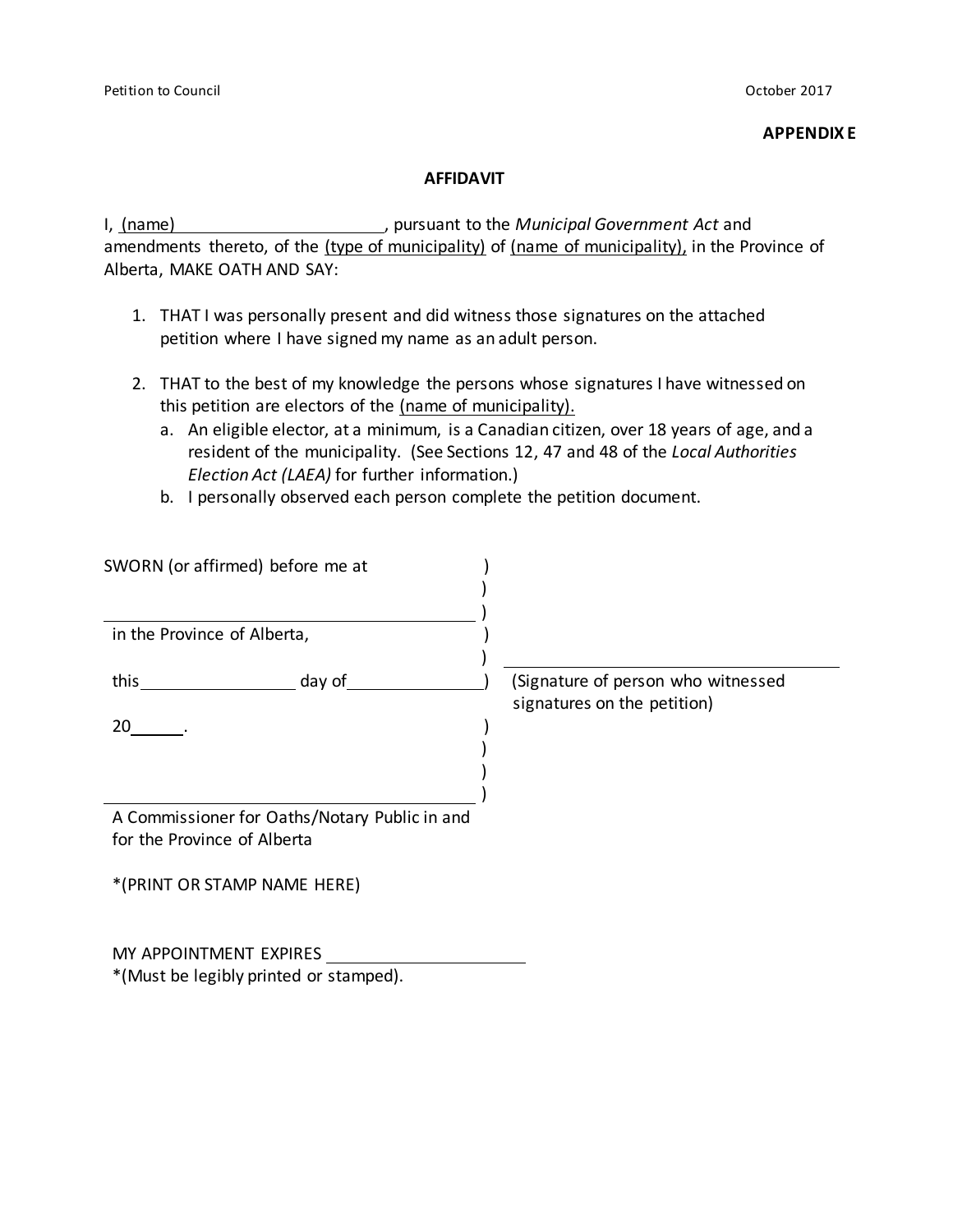**APPENDIX E**

## AFFIDAVIT

I, (name) ______________________, pursuant to the *Municipal Government Act* and amendments thereto, of the (type of municipality) of (name of municipality), in the Province of Alberta, MAKE OATH AND SAY:

1. THAT I was personally present and did witness those signatures on the attached petition where I have signed my name as an adult person.

2. THAT to the best of my knowledge the persons whose signatures I have witnessed on this petition are electors of the (name of municipality).
   a. An eligible elector, at a minimum, is a Canadian citizen, over 18 years of age, and a resident of the municipality. (See Sections 12, 47 and 48 of the *Local Authorities Election Act (LAEA)* for further information.)
   b. I personally observed each person complete the petition document.

SWORN (or affirmed) before me at )
)
______________________________ )
in the Province of Alberta, )
)
this ______________ day of ______________ )
20_____. )
)
)
______________________________ )

A Commissioner for Oaths/Notary Public in and for the Province of Alberta

*(PRINT OR STAMP NAME HERE)

MY APPOINTMENT EXPIRES ____________________
*(Must be legibly printed or stamped).

______________________________
(Signature of person who witnessed signatures on the petition)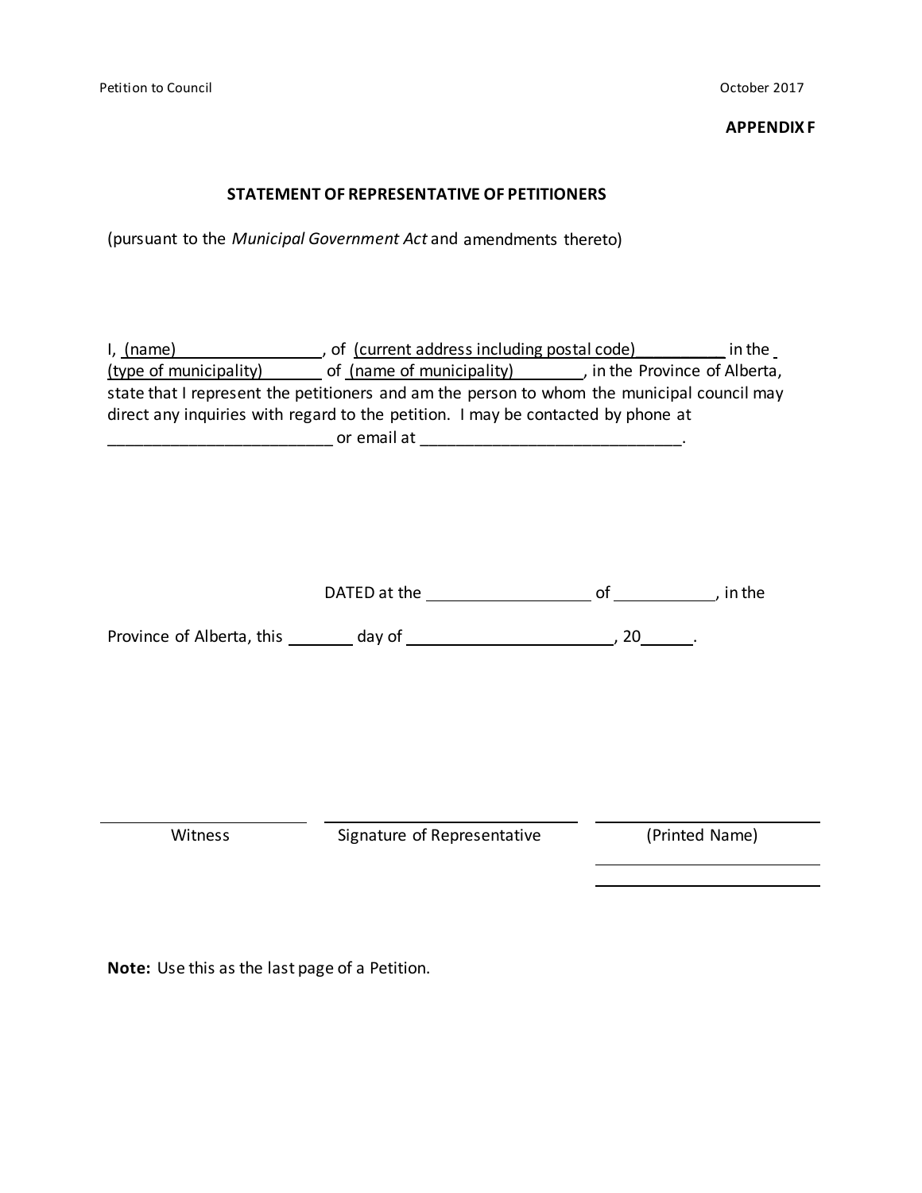**APPENDIX F**

## STATEMENT OF REPRESENTATIVE OF PETITIONERS

(pursuant to the *Municipal Government Act* and amendments thereto)

I, (name)\_\_\_\_\_\_\_\_\_\_\_\_\_\_\_\_, of (current address including postal code)\_\_\_\_\_\_\_\_\_\_ in the (type of municipality)\_\_\_\_\_\_\_ of (name of municipality)\_\_\_\_\_\_\_\_, in the Province of Alberta, state that I represent the petitioners and am the person to whom the municipal council may direct any inquiries with regard to the petition. I may be contacted by phone at \_\_\_\_\_\_\_\_\_\_\_\_\_\_\_\_\_\_\_\_\_\_\_\_\_\_ or email at \_\_\_\_\_\_\_\_\_\_\_\_\_\_\_\_\_\_\_\_\_\_\_\_\_\_\_\_\_\_.

DATED at the \_\_\_\_\_\_\_\_\_\_\_\_\_\_\_\_\_\_\_ of \_\_\_\_\_\_\_\_\_\_\_, in the Province of Alberta, this \_\_\_\_\_\_\_ day of \_\_\_\_\_\_\_\_\_\_\_\_\_\_\_\_\_\_\_\_\_\_\_, 20\_\_\_\_\_.

\_\_\_\_\_\_\_\_\_\_\_\_\_\_\_\_\_\_\_\_ Witness

\_\_\_\_\_\_\_\_\_\_\_\_\_\_\_\_\_\_\_\_ Signature of Representative

\_\_\_\_\_\_\_\_\_\_\_\_\_\_\_\_\_\_\_\_ (Printed Name)

\_\_\_\_\_\_\_\_\_\_\_\_\_\_\_\_\_\_\_\_

\_\_\_\_\_\_\_\_\_\_\_\_\_\_\_\_\_\_\_\_

**Note:** Use this as the last page of a Petition.